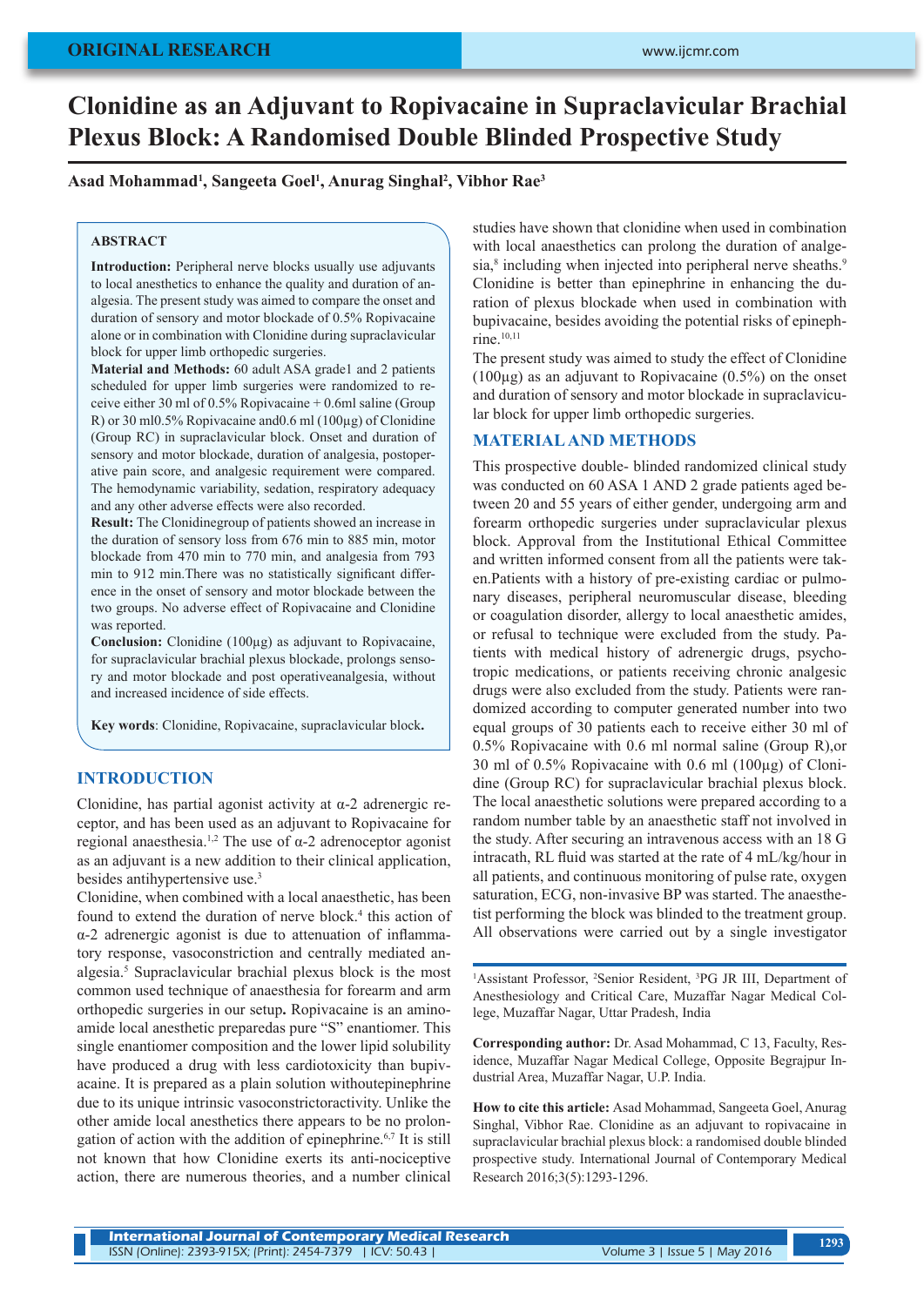ORIGINAL RESEARCH

# Clonidine as an Adjuvant to Ropivacaine in Supraclavicular Brachial Plexus Block: A Randomised Double Blinded Prospective Study

**Asad Mohammad[1], Sangeeta Goel[1], Anurag Singhal[2], Vibhor Rae[3]**

## ABSTRACT

**Introduction:** Peripheral nerve blocks usually use adjuvants to local anesthetics to enhance the quality and duration of analgesia. The present study was aimed to compare the onset and duration of sensory and motor blockade of 0.5% Ropivacaine alone or in combination with Clonidine during supraclavicular block for upper limb orthopedic surgeries.

**Material and Methods:** 60 adult ASA grade1 and 2 patients scheduled for upper limb surgeries were randomized to receive either 30 ml of 0.5% Ropivacaine + 0.6ml saline (Group R) or 30 ml0.5% Ropivacaine and0.6 ml (100µg) of Clonidine (Group RC) in supraclavicular block. Onset and duration of sensory and motor blockade, duration of analgesia, postoperative pain score, and analgesic requirement were compared. The hemodynamic variability, sedation, respiratory adequacy and any other adverse effects were also recorded.

**Result:** The Clonidinegroup of patients showed an increase in the duration of sensory loss from 676 min to 885 min, motor blockade from 470 min to 770 min, and analgesia from 793 min to 912 min.There was no statistically significant difference in the onset of sensory and motor blockade between the two groups. No adverse effect of Ropivacaine and Clonidine was reported.

**Conclusion:** Clonidine (100µg) as adjuvant to Ropivacaine, for supraclavicular brachial plexus blockade, prolongs sensory and motor blockade and post operativeanalgesia, without and increased incidence of side effects.

**Key words**: Clonidine, Ropivacaine, supraclavicular block**.**

## INTRODUCTION

Clonidine, has partial agonist activity at α-2 adrenergic receptor, and has been used as an adjuvant to Ropivacaine for regional anaesthesia.[1,2] The use of α-2 adrenoceptor agonist as an adjuvant is a new addition to their clinical application, besides antihypertensive use.[3]

Clonidine, when combined with a local anaesthetic, has been found to extend the duration of nerve block.[4] this action of α-2 adrenergic agonist is due to attenuation of inflammatory response, vasoconstriction and centrally mediated analgesia.[5] Supraclavicular brachial plexus block is the most common used technique of anaesthesia for forearm and arm orthopedic surgeries in our setup**.** Ropivacaine is an aminoamide local anesthetic preparedas pure "S" enantiomer. This single enantiomer composition and the lower lipid solubility have produced a drug with less cardiotoxicity than bupivacaine. It is prepared as a plain solution withoutepinephrine due to its unique intrinsic vasoconstrictoractivity. Unlike the other amide local anesthetics there appears to be no prolongation of action with the addition of epinephrine.[6,7] It is still not known that how Clonidine exerts its anti-nociceptive action, there are numerous theories, and a number clinical studies have shown that clonidine when used in combination with local anaesthetics can prolong the duration of analgesia,[8] including when injected into peripheral nerve sheaths.[9] Clonidine is better than epinephrine in enhancing the duration of plexus blockade when used in combination with bupivacaine, besides avoiding the potential risks of epinephrine.[10,11]

The present study was aimed to study the effect of Clonidine (100µg) as an adjuvant to Ropivacaine (0.5%) on the onset and duration of sensory and motor blockade in supraclavicular block for upper limb orthopedic surgeries.

## MATERIAL AND METHODS

This prospective double- blinded randomized clinical study was conducted on 60 ASA 1 AND 2 grade patients aged between 20 and 55 years of either gender, undergoing arm and forearm orthopedic surgeries under supraclavicular plexus block. Approval from the Institutional Ethical Committee and written informed consent from all the patients were taken.Patients with a history of pre-existing cardiac or pulmonary diseases, peripheral neuromuscular disease, bleeding or coagulation disorder, allergy to local anaesthetic amides, or refusal to technique were excluded from the study. Patients with medical history of adrenergic drugs, psychotropic medications, or patients receiving chronic analgesic drugs were also excluded from the study. Patients were randomized according to computer generated number into two equal groups of 30 patients each to receive either 30 ml of 0.5% Ropivacaine with 0.6 ml normal saline (Group R),or 30 ml of 0.5% Ropivacaine with 0.6 ml (100µg) of Clonidine (Group RC) for supraclavicular brachial plexus block. The local anaesthetic solutions were prepared according to a random number table by an anaesthetic staff not involved in the study. After securing an intravenous access with an 18 G intracath, RL fluid was started at the rate of 4 mL/kg/hour in all patients, and continuous monitoring of pulse rate, oxygen saturation, ECG, non-invasive BP was started. The anaesthetist performing the block was blinded to the treatment group. All observations were carried out by a single investigator

[1]Assistant Professor, [2]Senior Resident, [3]PG JR III, Department of Anesthesiology and Critical Care, Muzaffar Nagar Medical College, Muzaffar Nagar, Uttar Pradesh, India

**Corresponding author:** Dr. Asad Mohammad, C 13, Faculty, Residence, Muzaffar Nagar Medical College, Opposite Begrajpur Industrial Area, Muzaffar Nagar, U.P. India.

**How to cite this article:** Asad Mohammad, Sangeeta Goel, Anurag Singhal, Vibhor Rae. Clonidine as an adjuvant to ropivacaine in supraclavicular brachial plexus block: a randomised double blinded prospective study. International Journal of Contemporary Medical Research 2016;3(5):1293-1296.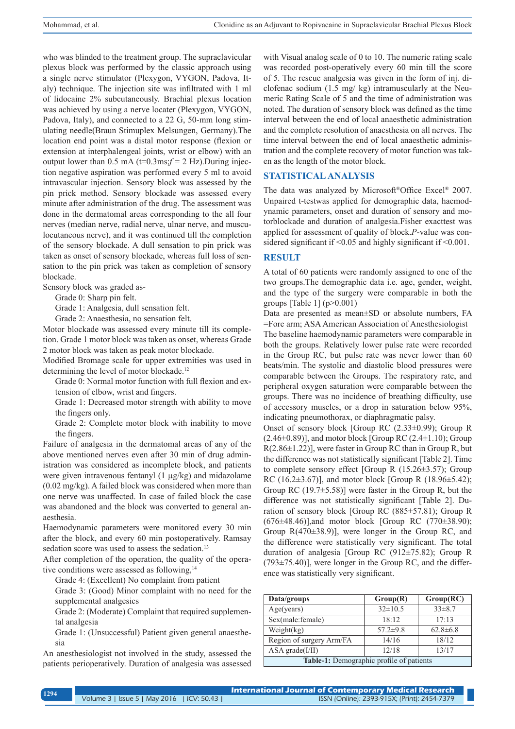who was blinded to the treatment group. The supraclavicular plexus block was performed by the classic approach using a single nerve stimulator (Plexygon, VYGON, Padova, Italy) technique. The injection site was infiltrated with 1 ml of lidocaine 2% subcutaneously. Brachial plexus location was achieved by using a nerve locater (Plexygon, VYGON, Padova, Italy), and connected to a 22 G, 50-mm long stimulating needle(Braun Stimuplex Melsungen, Germany).The location end point was a distal motor response (flexion or extension at interphalengeal joints, wrist or elbow) with an output lower than 0.5 mA (t=0.3ms;$f$ = 2 Hz).During injection negative aspiration was performed every 5 ml to avoid intravascular injection. Sensory block was assessed by the pin prick method. Sensory blockade was assessed every minute after administration of the drug. The assessment was done in the dermatomal areas corresponding to the all four nerves (median nerve, radial nerve, ulnar nerve, and musculocutaneous nerve), and it was continued till the completion of the sensory blockade. A dull sensation to pin prick was taken as onset of sensory blockade, whereas full loss of sensation to the pin prick was taken as completion of sensory blockade.

Sensory block was graded as-

Grade 0: Sharp pin felt.

Grade 1: Analgesia, dull sensation felt.

Grade 2: Anaesthesia, no sensation felt.

Motor blockade was assessed every minute till its completion. Grade 1 motor block was taken as onset, whereas Grade 2 motor block was taken as peak motor blockade.

Modified Bromage scale for upper extremities was used in determining the level of motor blockade.[12]

Grade 0: Normal motor function with full flexion and extension of elbow, wrist and fingers.

Grade 1: Decreased motor strength with ability to move the fingers only.

Grade 2: Complete motor block with inability to move the fingers.

Failure of analgesia in the dermatomal areas of any of the above mentioned nerves even after 30 min of drug administration was considered as incomplete block, and patients were given intravenous fentanyl (1 µg/kg) and midazolame (0.02 mg/kg). A failed block was considered when more than one nerve was unaffected. In case of failed block the case was abandoned and the block was converted to general anaesthesia.

Haemodynamic parameters were monitored every 30 min after the block, and every 60 min postoperatively. Ramsay sedation score was used to assess the sedation.[13]

After completion of the operation, the quality of the operative conditions were assessed as following,[14]

Grade 4: (Excellent) No complaint from patient

Grade 3: (Good) Minor complaint with no need for the supplemental analgesics

Grade 2: (Moderate) Complaint that required supplemental analgesia

Grade 1: (Unsuccessful) Patient given general anaesthesia

An anesthesiologist not involved in the study, assessed the patients perioperatively. Duration of analgesia was assessed with Visual analog scale of 0 to 10. The numeric rating scale was recorded post-operatively every 60 min till the score of 5. The rescue analgesia was given in the form of inj. diclofenac sodium (1.5 mg/ kg) intramuscularly at the Neumeric Rating Scale of 5 and the time of administration was noted. The duration of sensory block was defined as the time interval between the end of local anaesthetic administration and the complete resolution of anaesthesia on all nerves. The time interval between the end of local anaesthetic administration and the complete recovery of motor function was taken as the length of the motor block.

## STATISTICAL ANALYSIS

The data was analyzed by Microsoft®Office Excel® 2007. Unpaired t-testwas applied for demographic data, haemodynamic parameters, onset and duration of sensory and motorblockade and duration of analgesia.Fisher exacttest was applied for assessment of quality of block.$P$-value was considered significant if <0.05 and highly significant if <0.001.

## RESULT

A total of 60 patients were randomly assigned to one of the two groups.The demographic data i.e. age, gender, weight, and the type of the surgery were comparable in both the groups [Table 1] (p>0.001)

Data are presented as mean±SD or absolute numbers, FA =Fore arm; ASA American Association of Anesthesiologist

The baseline haemodynamic parameters were comparable in both the groups. Relatively lower pulse rate were recorded in the Group RC, but pulse rate was never lower than 60 beats/min. The systolic and diastolic blood pressures were comparable between the Groups. The respiratory rate, and peripheral oxygen saturation were comparable between the groups. There was no incidence of breathing difficulty, use of accessory muscles, or a drop in saturation below 95%, indicating pneumothorax, or diaphragmatic palsy.

Onset of sensory block [Group RC (2.33±0.99); Group R (2.46±0.89)], and motor block [Group RC (2.4±1.10); Group R(2.86±1.22)], were faster in Group RC than in Group R, but the difference was not statistically significant [Table 2]. Time to complete sensory effect [Group R (15.26±3.57); Group RC (16.2±3.67)], and motor block [Group R (18.96±5.42); Group RC (19.7±5.58)] were faster in the Group R, but the difference was not statistically significant [Table 2]. Duration of sensory block [Group RC (885±57.81); Group R (676±48.46)],and motor block [Group RC (770±38.90); Group R(470±38.9)], were longer in the Group RC, and the difference were statistically very significant. The total duration of analgesia [Group RC (912±75.82); Group R (793±75.40)], were longer in the Group RC, and the difference was statistically very significant.

| Data/groups | Group(R) | Group(RC) |
|---|---|---|
| Age(years) | 32±10.5 | 33±8.7 |
| Sex(male:female) | 18:12 | 17:13 |
| Weight(kg) | 57.2±9.8 | 62.8±6.8 |
| Region of surgery Arm/FA | 14/16 | 18/12 |
| ASA grade(I/II) | 12/18 | 13/17 |

**Table-1:** Demographic profile of patients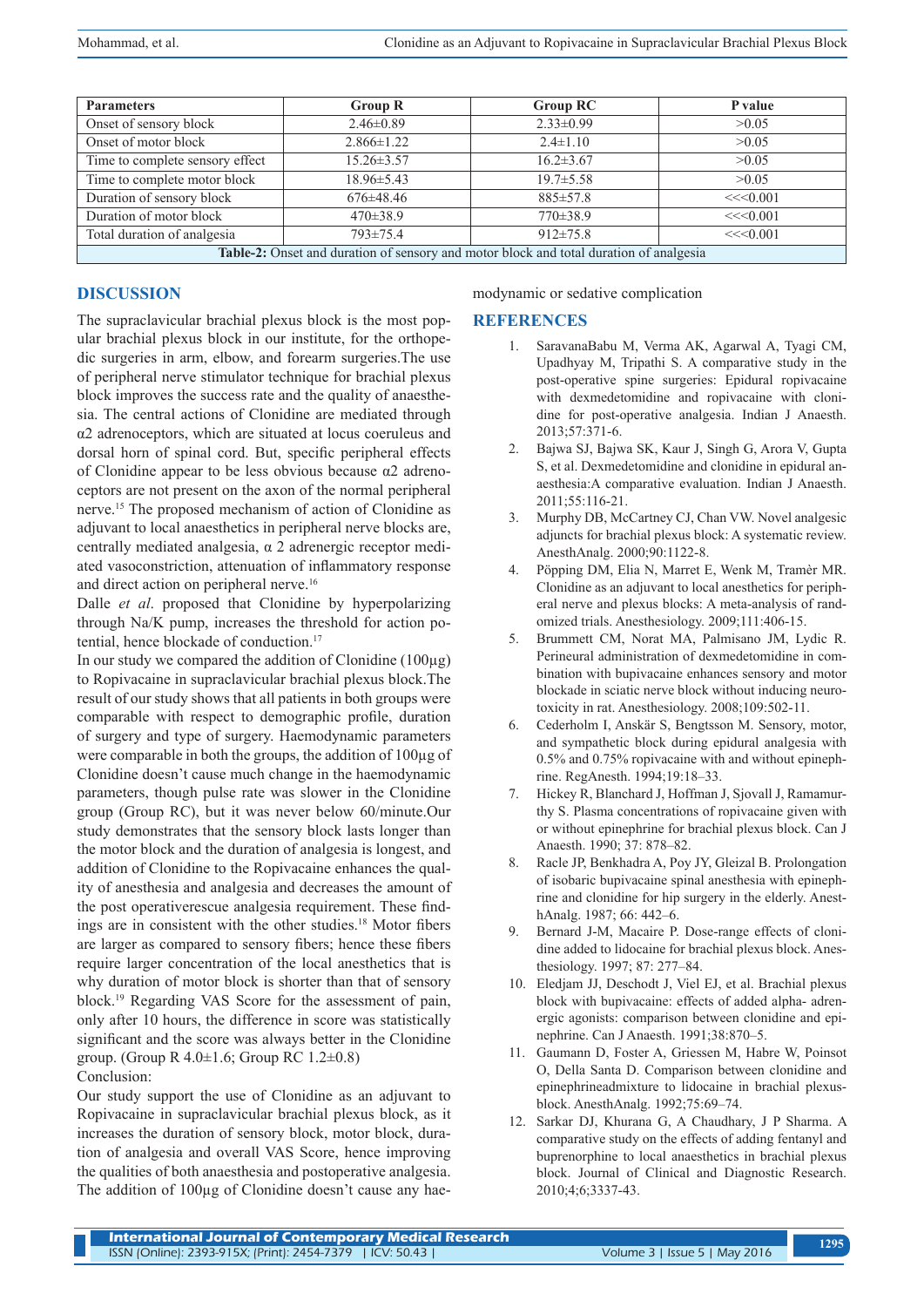| Parameters | Group R | Group RC | P value |
|---|---|---|---|
| Onset of sensory block | 2.46±0.89 | 2.33±0.99 | >0.05 |
| Onset of motor block | 2.866±1.22 | 2.4±1.10 | >0.05 |
| Time to complete sensory effect | 15.26±3.57 | 16.2±3.67 | >0.05 |
| Time to complete motor block | 18.96±5.43 | 19.7±5.58 | >0.05 |
| Duration of sensory block | 676±48.46 | 885±57.8 | <<<0.001 |
| Duration of motor block | 470±38.9 | 770±38.9 | <<<0.001 |
| Total duration of analgesia | 793±75.4 | 912±75.8 | <<<0.001 |

**Table-2:** Onset and duration of sensory and motor block and total duration of analgesia

## DISCUSSION

The supraclavicular brachial plexus block is the most popular brachial plexus block in our institute, for the orthopedic surgeries in arm, elbow, and forearm surgeries.The use of peripheral nerve stimulator technique for brachial plexus block improves the success rate and the quality of anaesthesia. The central actions of Clonidine are mediated through α2 adrenoceptors, which are situated at locus coeruleus and dorsal horn of spinal cord. But, specific peripheral effects of Clonidine appear to be less obvious because α2 adrenoceptors are not present on the axon of the normal peripheral nerve.[15] The proposed mechanism of action of Clonidine as adjuvant to local anaesthetics in peripheral nerve blocks are, centrally mediated analgesia, α 2 adrenergic receptor mediated vasoconstriction, attenuation of inflammatory response and direct action on peripheral nerve.[16]

Dalle *et al*. proposed that Clonidine by hyperpolarizing through Na/K pump, increases the threshold for action potential, hence blockade of conduction.[17]

In our study we compared the addition of Clonidine (100µg) to Ropivacaine in supraclavicular brachial plexus block.The result of our study shows that all patients in both groups were comparable with respect to demographic profile, duration of surgery and type of surgery. Haemodynamic parameters were comparable in both the groups, the addition of 100µg of Clonidine doesn't cause much change in the haemodynamic parameters, though pulse rate was slower in the Clonidine group (Group RC), but it was never below 60/minute.Our study demonstrates that the sensory block lasts longer than the motor block and the duration of analgesia is longest, and addition of Clonidine to the Ropivacaine enhances the quality of anesthesia and analgesia and decreases the amount of the post operativerescue analgesia requirement. These findings are in consistent with the other studies.[18] Motor fibers are larger as compared to sensory fibers; hence these fibers require larger concentration of the local anesthetics that is why duration of motor block is shorter than that of sensory block.[19] Regarding VAS Score for the assessment of pain, only after 10 hours, the difference in score was statistically significant and the score was always better in the Clonidine group. (Group R 4.0±1.6; Group RC 1.2±0.8)

Conclusion:

Our study support the use of Clonidine as an adjuvant to Ropivacaine in supraclavicular brachial plexus block, as it increases the duration of sensory block, motor block, duration of analgesia and overall VAS Score, hence improving the qualities of both anaesthesia and postoperative analgesia. The addition of 100µg of Clonidine doesn't cause any haemodynamic or sedative complication

## REFERENCES

1. SaravanaBabu M, Verma AK, Agarwal A, Tyagi CM, Upadhyay M, Tripathi S. A comparative study in the post-operative spine surgeries: Epidural ropivacaine with dexmedetomidine and ropivacaine with clonidine for post-operative analgesia. Indian J Anaesth. 2013;57:371-6.
2. Bajwa SJ, Bajwa SK, Kaur J, Singh G, Arora V, Gupta S, et al. Dexmedetomidine and clonidine in epidural anaesthesia:A comparative evaluation. Indian J Anaesth. 2011;55:116-21.
3. Murphy DB, McCartney CJ, Chan VW. Novel analgesic adjuncts for brachial plexus block: A systematic review. AnesthAnalg. 2000;90:1122-8.
4. Pöpping DM, Elia N, Marret E, Wenk M, Tramèr MR. Clonidine as an adjuvant to local anesthetics for peripheral nerve and plexus blocks: A meta-analysis of randomized trials. Anesthesiology. 2009;111:406-15.
5. Brummett CM, Norat MA, Palmisano JM, Lydic R. Perineural administration of dexmedetomidine in combination with bupivacaine enhances sensory and motor blockade in sciatic nerve block without inducing neurotoxicity in rat. Anesthesiology. 2008;109:502-11.
6. Cederholm I, Anskär S, Bengtsson M. Sensory, motor, and sympathetic block during epidural analgesia with 0.5% and 0.75% ropivacaine with and without epinephrine. RegAnesth. 1994;19:18–33.
7. Hickey R, Blanchard J, Hoffman J, Sjovall J, Ramamurthy S. Plasma concentrations of ropivacaine given with or without epinephrine for brachial plexus block. Can J Anaesth. 1990; 37: 878–82.
8. Racle JP, Benkhadra A, Poy JY, Gleizal B. Prolongation of isobaric bupivacaine spinal anesthesia with epinephrine and clonidine for hip surgery in the elderly. AnesthAnalg. 1987; 66: 442–6.
9. Bernard J-M, Macaire P. Dose-range effects of clonidine added to lidocaine for brachial plexus block. Anesthesiology. 1997; 87: 277–84.
10. Eledjam JJ, Deschodt J, Viel EJ, et al. Brachial plexus block with bupivacaine: effects of added alpha- adrenergic agonists: comparison between clonidine and epinephrine. Can J Anaesth. 1991;38:870–5.
11. Gaumann D, Foster A, Griessen M, Habre W, Poinsot O, Della Santa D. Comparison between clonidine and epinephrineadmixture to lidocaine in brachial plexusblock. AnesthAnalg. 1992;75:69–74.
12. Sarkar DJ, Khurana G, A Chaudhary, J P Sharma. A comparative study on the effects of adding fentanyl and buprenorphine to local anaesthetics in brachial plexus block. Journal of Clinical and Diagnostic Research. 2010;4;6;3337-43.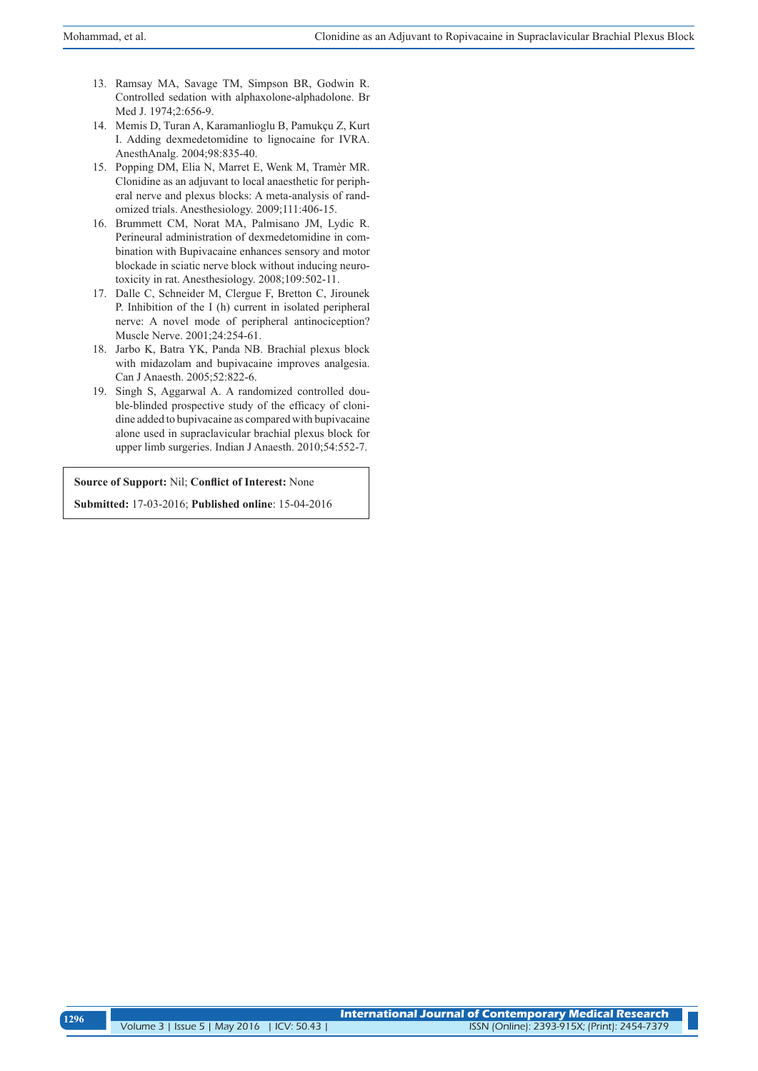13. Ramsay MA, Savage TM, Simpson BR, Godwin R. Controlled sedation with alphaxolone-alphadolone. Br Med J. 1974;2:656-9.
14. Memis D, Turan A, Karamanlioglu B, Pamukçu Z, Kurt I. Adding dexmedetomidine to lignocaine for IVRA. AnesthAnalg. 2004;98:835-40.
15. Popping DM, Elia N, Marret E, Wenk M, Tramèr MR. Clonidine as an adjuvant to local anaesthetic for peripheral nerve and plexus blocks: A meta-analysis of randomized trials. Anesthesiology. 2009;111:406-15.
16. Brummett CM, Norat MA, Palmisano JM, Lydic R. Perineural administration of dexmedetomidine in combination with Bupivacaine enhances sensory and motor blockade in sciatic nerve block without inducing neurotoxicity in rat. Anesthesiology. 2008;109:502-11.
17. Dalle C, Schneider M, Clergue F, Bretton C, Jirounek P. Inhibition of the I (h) current in isolated peripheral nerve: A novel mode of peripheral antinociception? Muscle Nerve. 2001;24:254-61.
18. Jarbo K, Batra YK, Panda NB. Brachial plexus block with midazolam and bupivacaine improves analgesia. Can J Anaesth. 2005;52:822-6.
19. Singh S, Aggarwal A. A randomized controlled double-blinded prospective study of the efficacy of clonidine added to bupivacaine as compared with bupivacaine alone used in supraclavicular brachial plexus block for upper limb surgeries. Indian J Anaesth. 2010;54:552-7.

**Source of Support:** Nil; **Conflict of Interest:** None

**Submitted:** 17-03-2016; **Published online**: 15-04-2016